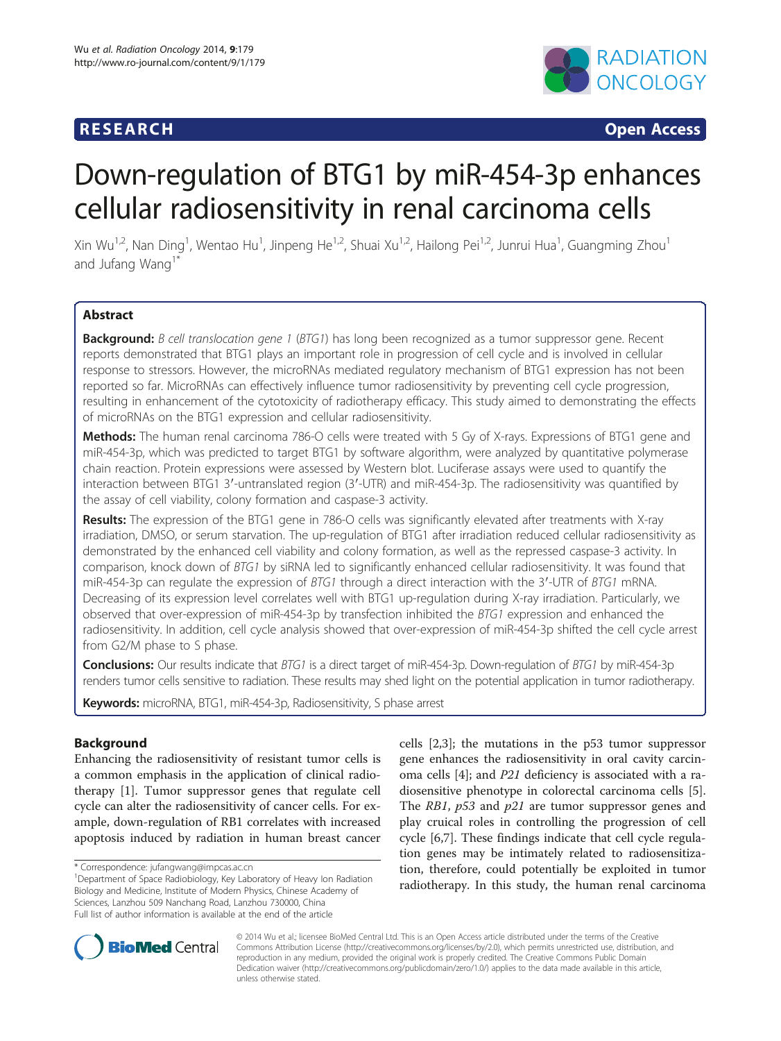RESEARCH Open Access

# Down-regulation of BTG1 by miR-454-3p enhances cellular radiosensitivity in renal carcinoma cells

Xin Wu[1,2], Nan Ding[1], Wentao Hu[1], Jinpeng He[1,2], Shuai Xu[1,2], Hailong Pei[1,2], Junrui Hua[1], Guangming Zhou[1] and Jufang Wang[1*]

## Abstract

**Background:** *B cell translocation gene 1* (*BTG1*) has long been recognized as a tumor suppressor gene. Recent reports demonstrated that BTG1 plays an important role in progression of cell cycle and is involved in cellular response to stressors. However, the microRNAs mediated regulatory mechanism of BTG1 expression has not been reported so far. MicroRNAs can effectively influence tumor radiosensitivity by preventing cell cycle progression, resulting in enhancement of the cytotoxicity of radiotherapy efficacy. This study aimed to demonstrating the effects of microRNAs on the BTG1 expression and cellular radiosensitivity.

**Methods:** The human renal carcinoma 786-O cells were treated with 5 Gy of X-rays. Expressions of BTG1 gene and miR-454-3p, which was predicted to target BTG1 by software algorithm, were analyzed by quantitative polymerase chain reaction. Protein expressions were assessed by Western blot. Luciferase assays were used to quantify the interaction between BTG1 3′-untranslated region (3′-UTR) and miR-454-3p. The radiosensitivity was quantified by the assay of cell viability, colony formation and caspase-3 activity.

**Results:** The expression of the BTG1 gene in 786-O cells was significantly elevated after treatments with X-ray irradiation, DMSO, or serum starvation. The up-regulation of BTG1 after irradiation reduced cellular radiosensitivity as demonstrated by the enhanced cell viability and colony formation, as well as the repressed caspase-3 activity. In comparison, knock down of *BTG1* by siRNA led to significantly enhanced cellular radiosensitivity. It was found that miR-454-3p can regulate the expression of *BTG1* through a direct interaction with the 3′-UTR of *BTG1* mRNA. Decreasing of its expression level correlates well with BTG1 up-regulation during X-ray irradiation. Particularly, we observed that over-expression of miR-454-3p by transfection inhibited the *BTG1* expression and enhanced the radiosensitivity. In addition, cell cycle analysis showed that over-expression of miR-454-3p shifted the cell cycle arrest from G2/M phase to S phase.

**Conclusions:** Our results indicate that *BTG1* is a direct target of miR-454-3p. Down-regulation of *BTG1* by miR-454-3p renders tumor cells sensitive to radiation. These results may shed light on the potential application in tumor radiotherapy.

**Keywords:** microRNA, BTG1, miR-454-3p, Radiosensitivity, S phase arrest

## Background

Enhancing the radiosensitivity of resistant tumor cells is a common emphasis in the application of clinical radiotherapy [1]. Tumor suppressor genes that regulate cell cycle can alter the radiosensitivity of cancer cells. For example, down-regulation of RB1 correlates with increased apoptosis induced by radiation in human breast cancer cells [2,3]; the mutations in the p53 tumor suppressor gene enhances the radiosensitivity in oral cavity carcinoma cells [4]; and *P21* deficiency is associated with a radiosensitive phenotype in colorectal carcinoma cells [5]. The *RB1*, *p53* and *p21* are tumor suppressor genes and play cruical roles in controlling the progression of cell cycle [6,7]. These findings indicate that cell cycle regulation genes may be intimately related to radiosensitization, therefore, could potentially be exploited in tumor radiotherapy. In this study, the human renal carcinoma

\* Correspondence: jufangwang@impcas.ac.cn
[1]Department of Space Radiobiology, Key Laboratory of Heavy Ion Radiation Biology and Medicine, Institute of Modern Physics, Chinese Academy of Sciences, Lanzhou 509 Nanchang Road, Lanzhou 730000, China
Full list of author information is available at the end of the article

© 2014 Wu et al.; licensee BioMed Central Ltd. This is an Open Access article distributed under the terms of the Creative Commons Attribution License (http://creativecommons.org/licenses/by/2.0), which permits unrestricted use, distribution, and reproduction in any medium, provided the original work is properly credited. The Creative Commons Public Domain Dedication waiver (http://creativecommons.org/publicdomain/zero/1.0/) applies to the data made available in this article, unless otherwise stated.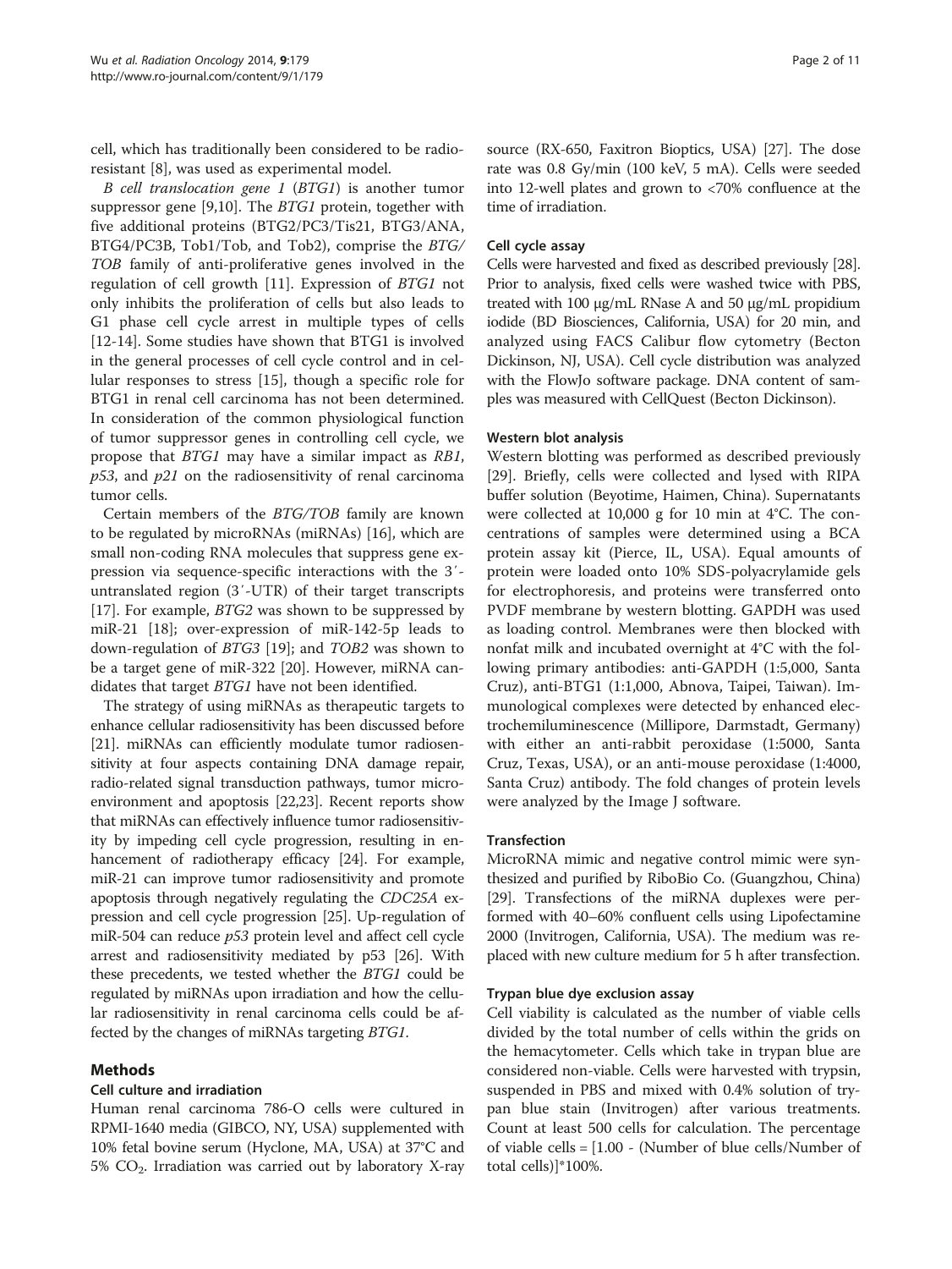cell, which has traditionally been considered to be radioresistant [8], was used as experimental model.

*B cell translocation gene 1* (*BTG1*) is another tumor suppressor gene [9,10]. The *BTG1* protein, together with five additional proteins (BTG2/PC3/Tis21, BTG3/ANA, BTG4/PC3B, Tob1/Tob, and Tob2), comprise the *BTG/TOB* family of anti-proliferative genes involved in the regulation of cell growth [11]. Expression of *BTG1* not only inhibits the proliferation of cells but also leads to G1 phase cell cycle arrest in multiple types of cells [12-14]. Some studies have shown that BTG1 is involved in the general processes of cell cycle control and in cellular responses to stress [15], though a specific role for BTG1 in renal cell carcinoma has not been determined. In consideration of the common physiological function of tumor suppressor genes in controlling cell cycle, we propose that *BTG1* may have a similar impact as *RB1*, *p53*, and *p21* on the radiosensitivity of renal carcinoma tumor cells.

Certain members of the *BTG/TOB* family are known to be regulated by microRNAs (miRNAs) [16], which are small non-coding RNA molecules that suppress gene expression via sequence-specific interactions with the 3′-untranslated region (3′-UTR) of their target transcripts [17]. For example, *BTG2* was shown to be suppressed by miR-21 [18]; over-expression of miR-142-5p leads to down-regulation of *BTG3* [19]; and *TOB2* was shown to be a target gene of miR-322 [20]. However, miRNA candidates that target *BTG1* have not been identified.

The strategy of using miRNAs as therapeutic targets to enhance cellular radiosensitivity has been discussed before [21]. miRNAs can efficiently modulate tumor radiosensitivity at four aspects containing DNA damage repair, radio-related signal transduction pathways, tumor microenvironment and apoptosis [22,23]. Recent reports show that miRNAs can effectively influence tumor radiosensitivity by impeding cell cycle progression, resulting in enhancement of radiotherapy efficacy [24]. For example, miR-21 can improve tumor radiosensitivity and promote apoptosis through negatively regulating the *CDC25A* expression and cell cycle progression [25]. Up-regulation of miR-504 can reduce *p53* protein level and affect cell cycle arrest and radiosensitivity mediated by p53 [26]. With these precedents, we tested whether the *BTG1* could be regulated by miRNAs upon irradiation and how the cellular radiosensitivity in renal carcinoma cells could be affected by the changes of miRNAs targeting *BTG1*.

## Methods

### Cell culture and irradiation

Human renal carcinoma 786-O cells were cultured in RPMI-1640 media (GIBCO, NY, USA) supplemented with 10% fetal bovine serum (Hyclone, MA, USA) at 37°C and 5% $CO_2$. Irradiation was carried out by laboratory X-ray source (RX-650, Faxitron Bioptics, USA) [27]. The dose rate was 0.8 Gy/min (100 keV, 5 mA). Cells were seeded into 12-well plates and grown to <70% confluence at the time of irradiation.

### Cell cycle assay

Cells were harvested and fixed as described previously [28]. Prior to analysis, fixed cells were washed twice with PBS, treated with 100 μg/mL RNase A and 50 μg/mL propidium iodide (BD Biosciences, California, USA) for 20 min, and analyzed using FACS Calibur flow cytometry (Becton Dickinson, NJ, USA). Cell cycle distribution was analyzed with the FlowJo software package. DNA content of samples was measured with CellQuest (Becton Dickinson).

### Western blot analysis

Western blotting was performed as described previously [29]. Briefly, cells were collected and lysed with RIPA buffer solution (Beyotime, Haimen, China). Supernatants were collected at 10,000 g for 10 min at 4°C. The concentrations of samples were determined using a BCA protein assay kit (Pierce, IL, USA). Equal amounts of protein were loaded onto 10% SDS-polyacrylamide gels for electrophoresis, and proteins were transferred onto PVDF membrane by western blotting. GAPDH was used as loading control. Membranes were then blocked with nonfat milk and incubated overnight at 4°C with the following primary antibodies: anti-GAPDH (1:5,000, Santa Cruz), anti-BTG1 (1:1,000, Abnova, Taipei, Taiwan). Immunological complexes were detected by enhanced electrochemiluminescence (Millipore, Darmstadt, Germany) with either an anti-rabbit peroxidase (1:5000, Santa Cruz, Texas, USA), or an anti-mouse peroxidase (1:4000, Santa Cruz) antibody. The fold changes of protein levels were analyzed by the Image J software.

### Transfection

MicroRNA mimic and negative control mimic were synthesized and purified by RiboBio Co. (Guangzhou, China) [29]. Transfections of the miRNA duplexes were performed with 40–60% confluent cells using Lipofectamine 2000 (Invitrogen, California, USA). The medium was replaced with new culture medium for 5 h after transfection.

### Trypan blue dye exclusion assay

Cell viability is calculated as the number of viable cells divided by the total number of cells within the grids on the hemacytometer. Cells which take in trypan blue are considered non-viable. Cells were harvested with trypsin, suspended in PBS and mixed with 0.4% solution of trypan blue stain (Invitrogen) after various treatments. Count at least 500 cells for calculation. The percentage of viable cells = [1.00 - (Number of blue cells/Number of total cells)]*100%.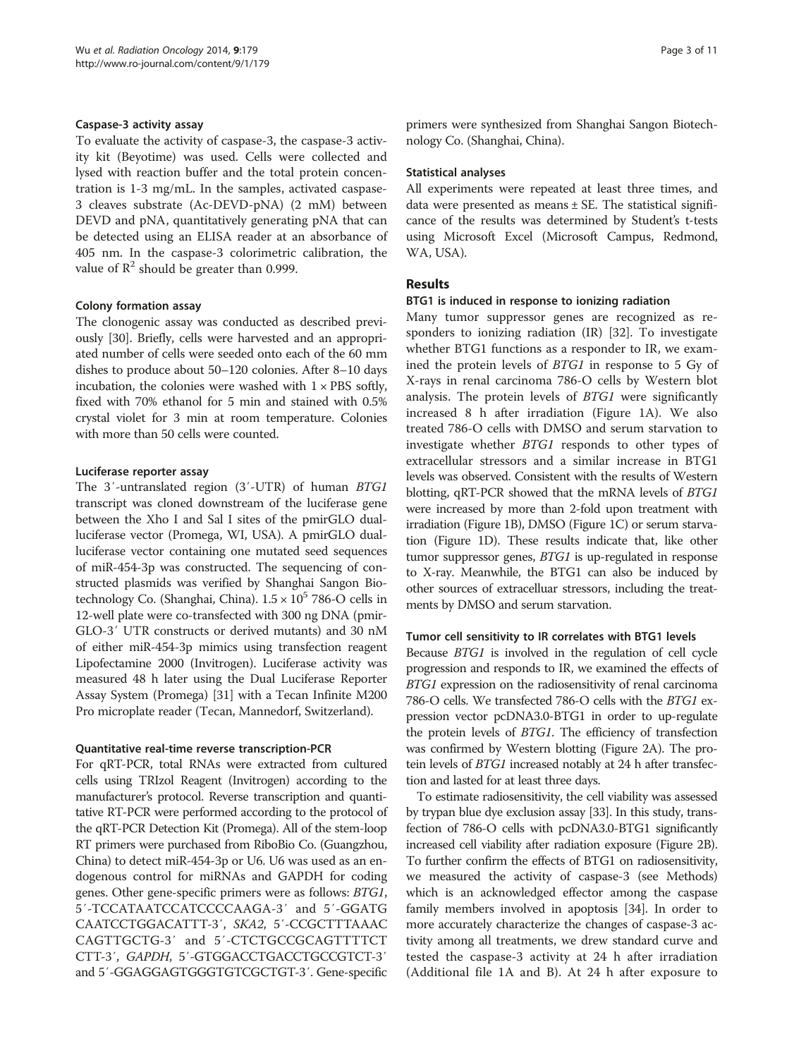### Caspase-3 activity assay

To evaluate the activity of caspase-3, the caspase-3 activity kit (Beyotime) was used. Cells were collected and lysed with reaction buffer and the total protein concentration is 1-3 mg/mL. In the samples, activated caspase-3 cleaves substrate (Ac-DEVD-pNA) (2 mM) between DEVD and pNA, quantitatively generating pNA that can be detected using an ELISA reader at an absorbance of 405 nm. In the caspase-3 colorimetric calibration, the value of $R^2$ should be greater than 0.999.

### Colony formation assay

The clonogenic assay was conducted as described previously [30]. Briefly, cells were harvested and an appropriated number of cells were seeded onto each of the 60 mm dishes to produce about 50–120 colonies. After 8–10 days incubation, the colonies were washed with 1 × PBS softly, fixed with 70% ethanol for 5 min and stained with 0.5% crystal violet for 3 min at room temperature. Colonies with more than 50 cells were counted.

### Luciferase reporter assay

The 3′-untranslated region (3′-UTR) of human *BTG1* transcript was cloned downstream of the luciferase gene between the Xho I and Sal I sites of the pmirGLO dual-luciferase vector (Promega, WI, USA). A pmirGLO dual-luciferase vector containing one mutated seed sequences of miR-454-3p was constructed. The sequencing of constructed plasmids was verified by Shanghai Sangon Biotechnology Co. (Shanghai, China). $1.5 \times 10^5$ 786-O cells in 12-well plate were co-transfected with 300 ng DNA (pmirGLO-3′ UTR constructs or derived mutants) and 30 nM of either miR-454-3p mimics using transfection reagent Lipofectamine 2000 (Invitrogen). Luciferase activity was measured 48 h later using the Dual Luciferase Reporter Assay System (Promega) [31] with a Tecan Infinite M200 Pro microplate reader (Tecan, Mannedorf, Switzerland).

### Quantitative real-time reverse transcription-PCR

For qRT-PCR, total RNAs were extracted from cultured cells using TRIzol Reagent (Invitrogen) according to the manufacturer's protocol. Reverse transcription and quantitative RT-PCR were performed according to the protocol of the qRT-PCR Detection Kit (Promega). All of the stem-loop RT primers were purchased from RiboBio Co. (Guangzhou, China) to detect miR-454-3p or U6. U6 was used as an endogenous control for miRNAs and GAPDH for coding genes. Other gene-specific primers were as follows: *BTG1*, 5′-TCCATAATCCATCCCCAAGA-3′ and 5′-GGATG CAATCCTGGACATTT-3′, *SKA2*, 5′-CCGCTTTAAAC CAGTTGCTG-3′ and 5′-CTCTGCCGCAGTTTTCT CTT-3′, *GAPDH*, 5′-GTGGACCTGACCTGCCGTCT-3′ and 5′-GGAGGAGTGGGTGTCGCTGT-3′. Gene-specific primers were synthesized from Shanghai Sangon Biotechnology Co. (Shanghai, China).

### Statistical analyses

All experiments were repeated at least three times, and data were presented as means ± SE. The statistical significance of the results was determined by Student's t-tests using Microsoft Excel (Microsoft Campus, Redmond, WA, USA).

## Results

### BTG1 is induced in response to ionizing radiation

Many tumor suppressor genes are recognized as responders to ionizing radiation (IR) [32]. To investigate whether BTG1 functions as a responder to IR, we examined the protein levels of *BTG1* in response to 5 Gy of X-rays in renal carcinoma 786-O cells by Western blot analysis. The protein levels of *BTG1* were significantly increased 8 h after irradiation (Figure 1A). We also treated 786-O cells with DMSO and serum starvation to investigate whether *BTG1* responds to other types of extracellular stressors and a similar increase in BTG1 levels was observed. Consistent with the results of Western blotting, qRT-PCR showed that the mRNA levels of *BTG1* were increased by more than 2-fold upon treatment with irradiation (Figure 1B), DMSO (Figure 1C) or serum starvation (Figure 1D). These results indicate that, like other tumor suppressor genes, *BTG1* is up-regulated in response to X-ray. Meanwhile, the BTG1 can also be induced by other sources of extracelluar stressors, including the treatments by DMSO and serum starvation.

### Tumor cell sensitivity to IR correlates with BTG1 levels

Because *BTG1* is involved in the regulation of cell cycle progression and responds to IR, we examined the effects of *BTG1* expression on the radiosensitivity of renal carcinoma 786-O cells. We transfected 786-O cells with the *BTG1* expression vector pcDNA3.0-BTG1 in order to up-regulate the protein levels of *BTG1*. The efficiency of transfection was confirmed by Western blotting (Figure 2A). The protein levels of *BTG1* increased notably at 24 h after transfection and lasted for at least three days.

To estimate radiosensitivity, the cell viability was assessed by trypan blue dye exclusion assay [33]. In this study, transfection of 786-O cells with pcDNA3.0-BTG1 significantly increased cell viability after radiation exposure (Figure 2B). To further confirm the effects of BTG1 on radiosensitivity, we measured the activity of caspase-3 (see Methods) which is an acknowledged effector among the caspase family members involved in apoptosis [34]. In order to more accurately characterize the changes of caspase-3 activity among all treatments, we drew standard curve and tested the caspase-3 activity at 24 h after irradiation (Additional file 1A and B). At 24 h after exposure to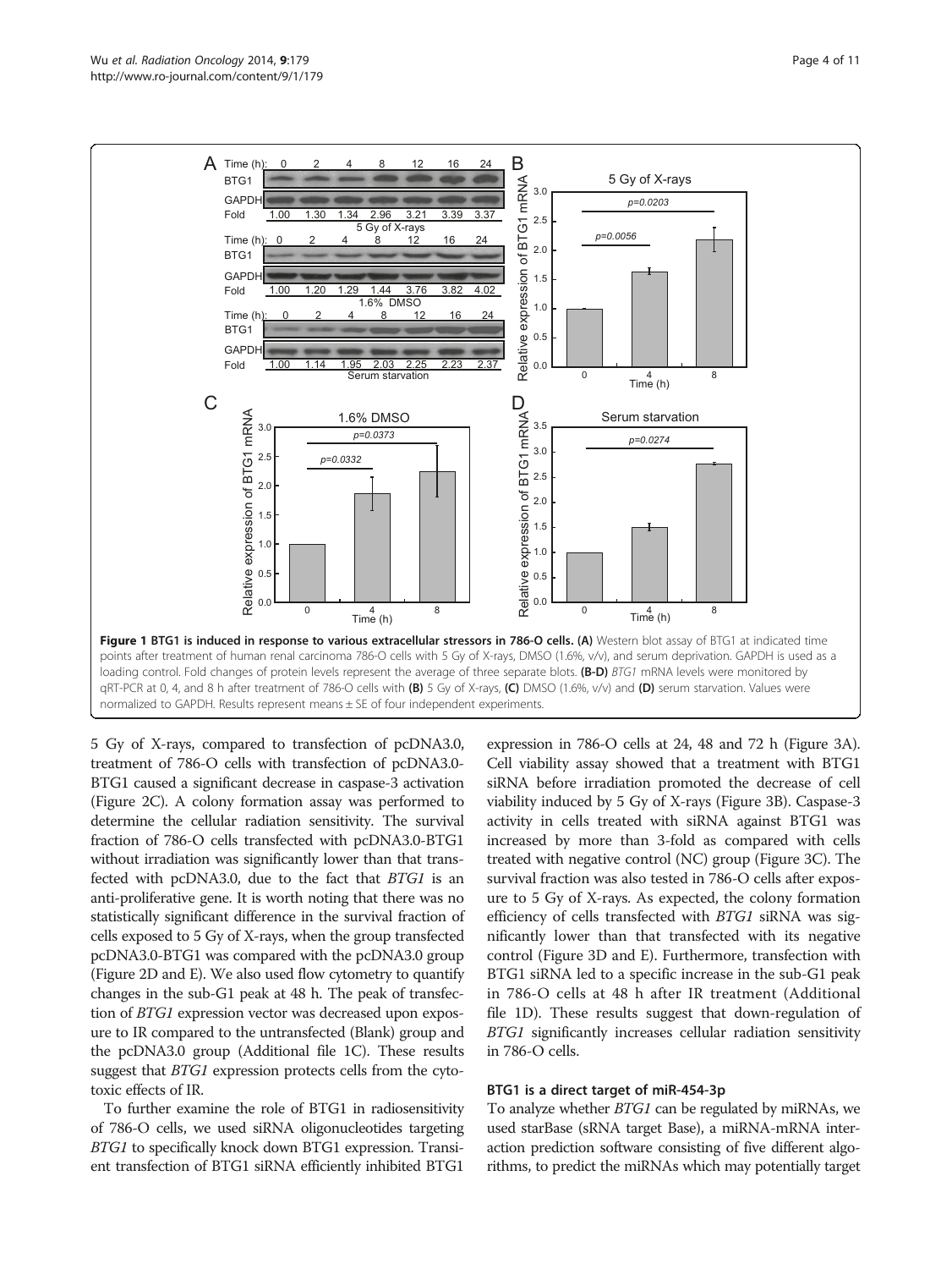**Figure 1 BTG1 is induced in response to various extracellular stressors in 786-O cells. (A)** Western blot assay of BTG1 at indicated time points after treatment of human renal carcinoma 786-O cells with 5 Gy of X-rays, DMSO (1.6%, v/v), and serum deprivation. GAPDH is used as a loading control. Fold changes of protein levels represent the average of three separate blots. **(B-D)** *BTG1* mRNA levels were monitored by qRT-PCR at 0, 4, and 8 h after treatment of 786-O cells with **(B)** 5 Gy of X-rays, **(C)** DMSO (1.6%, v/v) and **(D)** serum starvation. Values were normalized to GAPDH. Results represent means ± SE of four independent experiments.

5 Gy of X-rays, compared to transfection of pcDNA3.0, treatment of 786-O cells with transfection of pcDNA3.0-BTG1 caused a significant decrease in caspase-3 activation (Figure 2C). A colony formation assay was performed to determine the cellular radiation sensitivity. The survival fraction of 786-O cells transfected with pcDNA3.0-BTG1 without irradiation was significantly lower than that transfected with pcDNA3.0, due to the fact that *BTG1* is an anti-proliferative gene. It is worth noting that there was no statistically significant difference in the survival fraction of cells exposed to 5 Gy of X-rays, when the group transfected pcDNA3.0-BTG1 was compared with the pcDNA3.0 group (Figure 2D and E). We also used flow cytometry to quantify changes in the sub-G1 peak at 48 h. The peak of transfection of *BTG1* expression vector was decreased upon exposure to IR compared to the untransfected (Blank) group and the pcDNA3.0 group (Additional file 1C). These results suggest that *BTG1* expression protects cells from the cytotoxic effects of IR.

To further examine the role of BTG1 in radiosensitivity of 786-O cells, we used siRNA oligonucleotides targeting *BTG1* to specifically knock down BTG1 expression. Transient transfection of BTG1 siRNA efficiently inhibited BTG1 expression in 786-O cells at 24, 48 and 72 h (Figure 3A). Cell viability assay showed that a treatment with BTG1 siRNA before irradiation promoted the decrease of cell viability induced by 5 Gy of X-rays (Figure 3B). Caspase-3 activity in cells treated with siRNA against BTG1 was increased by more than 3-fold as compared with cells treated with negative control (NC) group (Figure 3C). The survival fraction was also tested in 786-O cells after exposure to 5 Gy of X-rays. As expected, the colony formation efficiency of cells transfected with *BTG1* siRNA was significantly lower than that transfected with its negative control (Figure 3D and E). Furthermore, transfection with BTG1 siRNA led to a specific increase in the sub-G1 peak in 786-O cells at 48 h after IR treatment (Additional file 1D). These results suggest that down-regulation of *BTG1* significantly increases cellular radiation sensitivity in 786-O cells.

### BTG1 is a direct target of miR-454-3p

To analyze whether *BTG1* can be regulated by miRNAs, we used starBase (sRNA target Base), a miRNA-mRNA interaction prediction software consisting of five different algorithms, to predict the miRNAs which may potentially target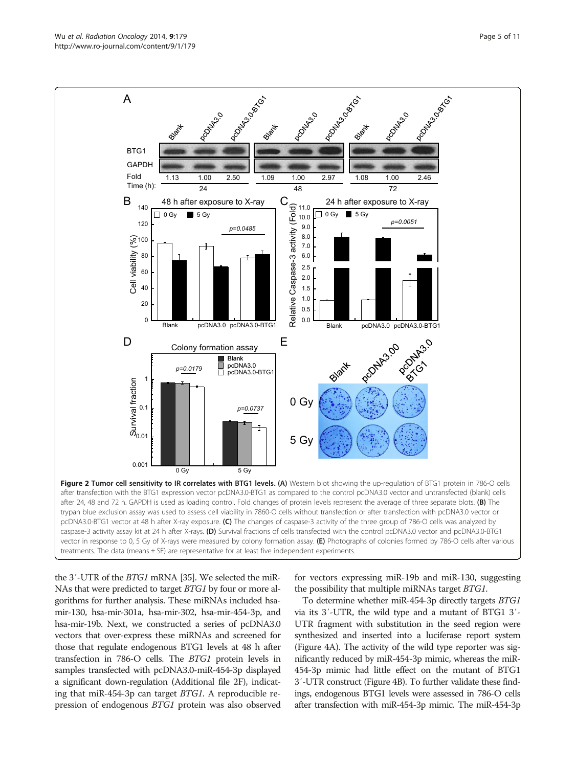**Figure 2 Tumor cell sensitivity to IR correlates with BTG1 levels. (A)** Western blot showing the up-regulation of BTG1 protein in 786-O cells after transfection with the BTG1 expression vector pcDNA3.0-BTG1 as compared to the control pcDNA3.0 vector and untransfected (blank) cells after 24, 48 and 72 h. GAPDH is used as loading control. Fold changes of protein levels represent the average of three separate blots. **(B)** The trypan blue exclusion assay was used to assess cell viability in 7860-O cells without transfection or after transfection with pcDNA3.0 vector or pcDNA3.0-BTG1 vector at 48 h after X-ray exposure. **(C)** The changes of caspase-3 activity of the three group of 786-O cells was analyzed by caspase-3 activity assay kit at 24 h after X-rays. **(D)** Survival fractions of cells transfected with the control pcDNA3.0 vector and pcDNA3.0-BTG1 vector in response to 0, 5 Gy of X-rays were measured by colony formation assay. **(E)** Photographs of colonies formed by 786-O cells after various treatments. The data (means ± SE) are representative for at least five independent experiments.

the 3′-UTR of the *BTG1* mRNA [35]. We selected the miRNAs that were predicted to target *BTG1* by four or more algorithms for further analysis. These miRNAs included hsa-mir-130, hsa-mir-301a, hsa-mir-302, hsa-mir-454-3p, and hsa-mir-19b. Next, we constructed a series of pcDNA3.0 vectors that over-express these miRNAs and screened for those that regulate endogenous BTG1 levels at 48 h after transfection in 786-O cells. The *BTG1* protein levels in samples transfected with pcDNA3.0-miR-454-3p displayed a significant down-regulation (Additional file 2F), indicating that miR-454-3p can target *BTG1*. A reproducible repression of endogenous *BTG1* protein was also observed for vectors expressing miR-19b and miR-130, suggesting the possibility that multiple miRNAs target *BTG1*.

To determine whether miR-454-3p directly targets *BTG1* via its 3′-UTR, the wild type and a mutant of BTG1 3′-UTR fragment with substitution in the seed region were synthesized and inserted into a luciferase report system (Figure 4A). The activity of the wild type reporter was significantly reduced by miR-454-3p mimic, whereas the miR-454-3p mimic had little effect on the mutant of BTG1 3′-UTR construct (Figure 4B). To further validate these findings, endogenous BTG1 levels were assessed in 786-O cells after transfection with miR-454-3p mimic. The miR-454-3p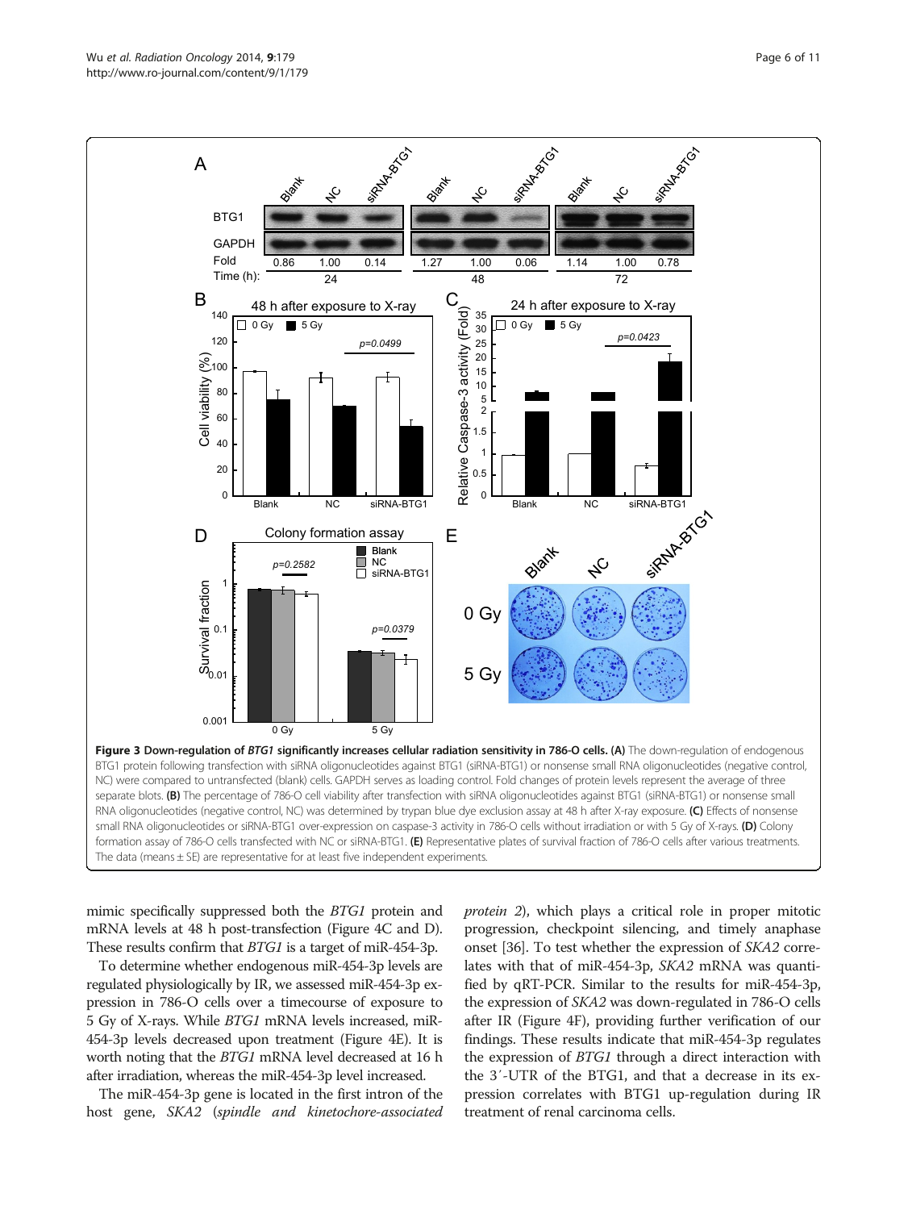**Figure 3 Down-regulation of *BTG1* significantly increases cellular radiation sensitivity in 786-O cells. (A)** The down-regulation of endogenous BTG1 protein following transfection with siRNA oligonucleotides against BTG1 (siRNA-BTG1) or nonsense small RNA oligonucleotides (negative control, NC) were compared to untransfected (blank) cells. GAPDH serves as loading control. Fold changes of protein levels represent the average of three separate blots. **(B)** The percentage of 786-O cell viability after transfection with siRNA oligonucleotides against BTG1 (siRNA-BTG1) or nonsense small RNA oligonucleotides (negative control, NC) was determined by trypan blue dye exclusion assay at 48 h after X-ray exposure. **(C)** Effects of nonsense small RNA oligonucleotides or siRNA-BTG1 over-expression on caspase-3 activity in 786-O cells without irradiation or with 5 Gy of X-rays. **(D)** Colony formation assay of 786-O cells transfected with NC or siRNA-BTG1. **(E)** Representative plates of survival fraction of 786-O cells after various treatments. The data (means ± SE) are representative for at least five independent experiments.

mimic specifically suppressed both the *BTG1* protein and mRNA levels at 48 h post-transfection (Figure 4C and D). These results confirm that *BTG1* is a target of miR-454-3p.

To determine whether endogenous miR-454-3p levels are regulated physiologically by IR, we assessed miR-454-3p expression in 786-O cells over a timecourse of exposure to 5 Gy of X-rays. While *BTG1* mRNA levels increased, miR-454-3p levels decreased upon treatment (Figure 4E). It is worth noting that the *BTG1* mRNA level decreased at 16 h after irradiation, whereas the miR-454-3p level increased.

The miR-454-3p gene is located in the first intron of the host gene, *SKA2* (*spindle and kinetochore-associated protein 2*), which plays a critical role in proper mitotic progression, checkpoint silencing, and timely anaphase onset [36]. To test whether the expression of *SKA2* correlates with that of miR-454-3p, *SKA2* mRNA was quantified by qRT-PCR. Similar to the results for miR-454-3p, the expression of *SKA2* was down-regulated in 786-O cells after IR (Figure 4F), providing further verification of our findings. These results indicate that miR-454-3p regulates the expression of *BTG1* through a direct interaction with the 3′-UTR of the BTG1, and that a decrease in its expression correlates with BTG1 up-regulation during IR treatment of renal carcinoma cells.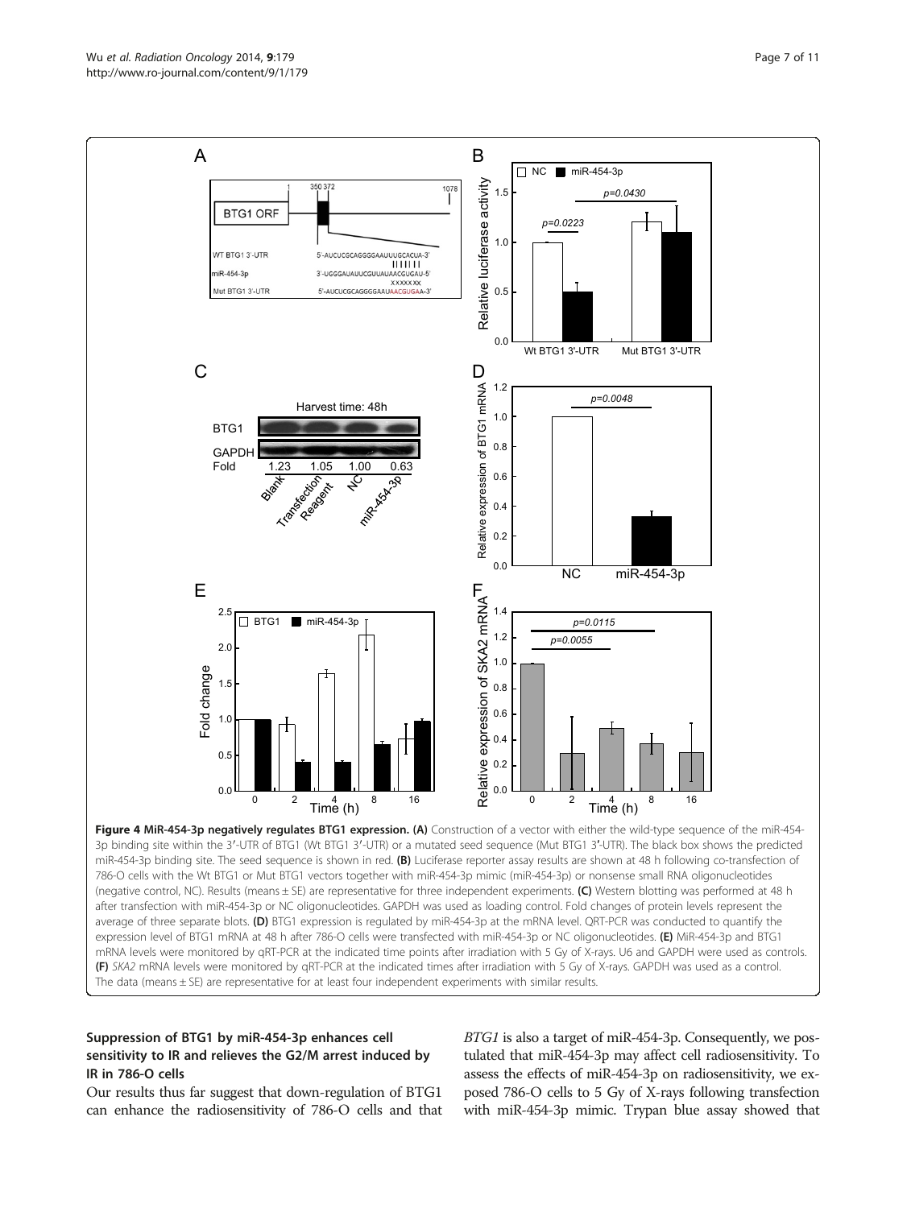**Figure 4 MiR-454-3p negatively regulates BTG1 expression.** **(A)** Construction of a vector with either the wild-type sequence of the miR-454-3p binding site within the 3′-UTR of BTG1 (Wt BTG1 3′-UTR) or a mutated seed sequence (Mut BTG1 3′-UTR). The black box shows the predicted miR-454-3p binding site. The seed sequence is shown in red. **(B)** Luciferase reporter assay results are shown at 48 h following co-transfection of 786-O cells with the Wt BTG1 or Mut BTG1 vectors together with miR-454-3p mimic (miR-454-3p) or nonsense small RNA oligonucleotides (negative control, NC). Results (means ± SE) are representative for three independent experiments. **(C)** Western blotting was performed at 48 h after transfection with miR-454-3p or NC oligonucleotides. GAPDH was used as loading control. Fold changes of protein levels represent the average of three separate blots. **(D)** BTG1 expression is regulated by miR-454-3p at the mRNA level. QRT-PCR was conducted to quantify the expression level of BTG1 mRNA at 48 h after 786-O cells were transfected with miR-454-3p or NC oligonucleotides. **(E)** MiR-454-3p and BTG1 mRNA levels were monitored by qRT-PCR at the indicated time points after irradiation with 5 Gy of X-rays. U6 and GAPDH were used as controls. **(F)** *SKA2* mRNA levels were monitored by qRT-PCR at the indicated times after irradiation with 5 Gy of X-rays. GAPDH was used as a control. The data (means ± SE) are representative for at least four independent experiments with similar results.

### Suppression of BTG1 by miR-454-3p enhances cell sensitivity to IR and relieves the G2/M arrest induced by IR in 786-O cells

Our results thus far suggest that down-regulation of BTG1 can enhance the radiosensitivity of 786-O cells and that *BTG1* is also a target of miR-454-3p. Consequently, we postulated that miR-454-3p may affect cell radiosensitivity. To assess the effects of miR-454-3p on radiosensitivity, we exposed 786-O cells to 5 Gy of X-rays following transfection with miR-454-3p mimic. Trypan blue assay showed that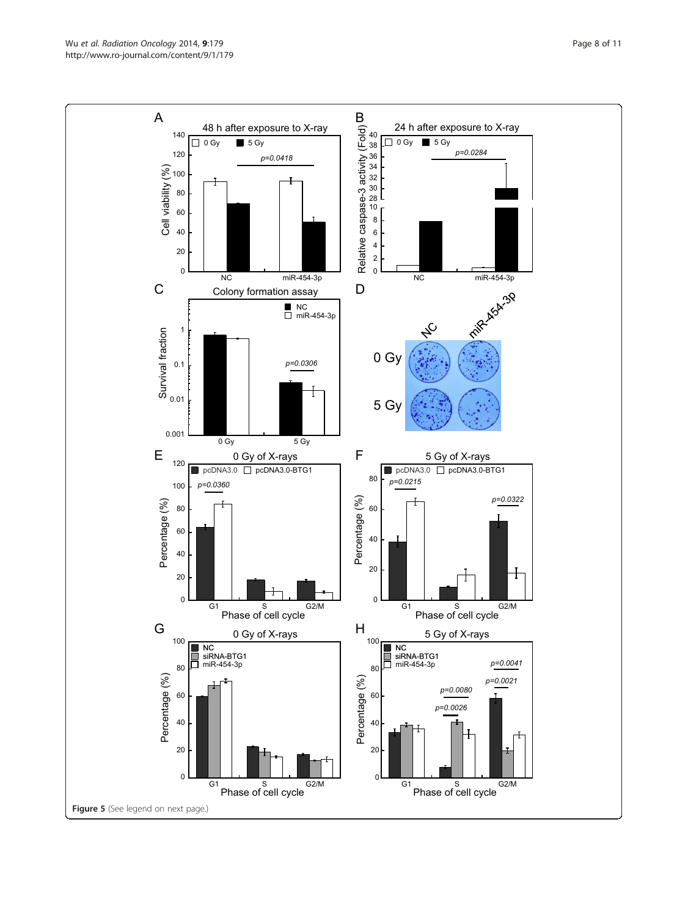**Figure 5** (See legend on next page.)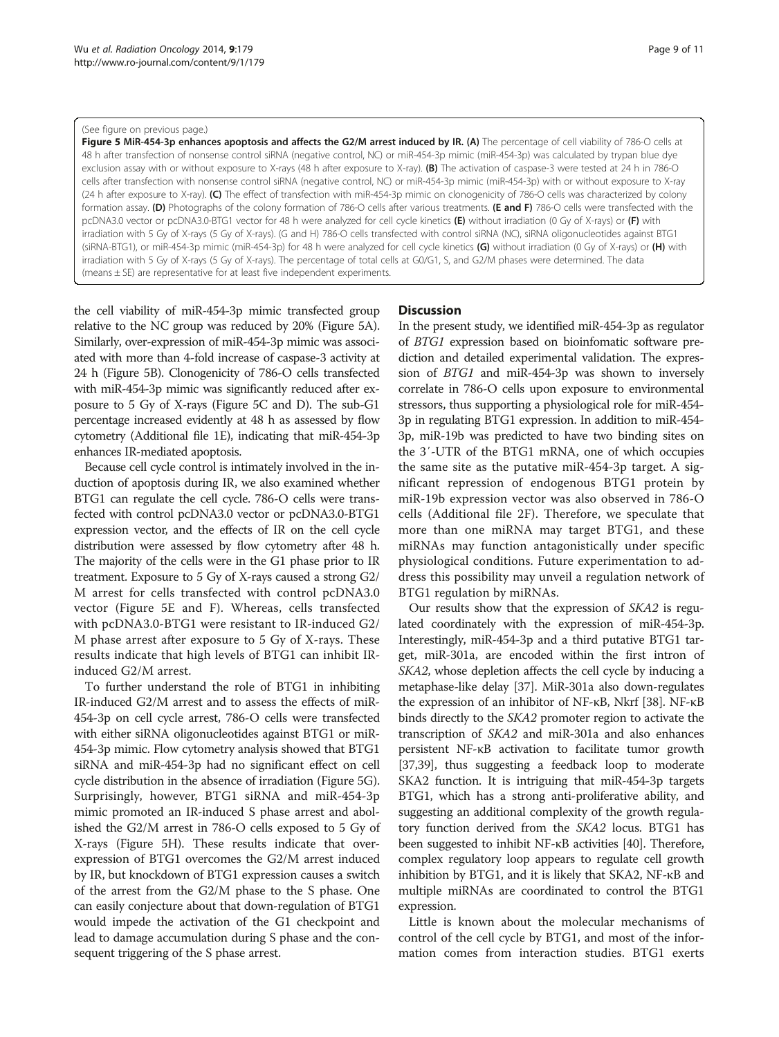(See figure on previous page.)

**Figure 5 MiR-454-3p enhances apoptosis and affects the G2/M arrest induced by IR. (A)** The percentage of cell viability of 786-O cells at 48 h after transfection of nonsense control siRNA (negative control, NC) or miR-454-3p mimic (miR-454-3p) was calculated by trypan blue dye exclusion assay with or without exposure to X-rays (48 h after exposure to X-ray). **(B)** The activation of caspase-3 were tested at 24 h in 786-O cells after transfection with nonsense control siRNA (negative control, NC) or miR-454-3p mimic (miR-454-3p) with or without exposure to X-ray (24 h after exposure to X-ray). **(C)** The effect of transfection with miR-454-3p mimic on clonogenicity of 786-O cells was characterized by colony formation assay. **(D)** Photographs of the colony formation of 786-O cells after various treatments. **(E and F)** 786-O cells were transfected with the pcDNA3.0 vector or pcDNA3.0-BTG1 vector for 48 h were analyzed for cell cycle kinetics **(E)** without irradiation (0 Gy of X-rays) or **(F)** with irradiation with 5 Gy of X-rays (5 Gy of X-rays). (G and H) 786-O cells transfected with control siRNA (NC), siRNA oligonucleotides against BTG1 (siRNA-BTG1), or miR-454-3p mimic (miR-454-3p) for 48 h were analyzed for cell cycle kinetics **(G)** without irradiation (0 Gy of X-rays) or **(H)** with irradiation with 5 Gy of X-rays (5 Gy of X-rays). The percentage of total cells at G0/G1, S, and G2/M phases were determined. The data (means ± SE) are representative for at least five independent experiments.

the cell viability of miR-454-3p mimic transfected group relative to the NC group was reduced by 20% (Figure 5A). Similarly, over-expression of miR-454-3p mimic was associated with more than 4-fold increase of caspase-3 activity at 24 h (Figure 5B). Clonogenicity of 786-O cells transfected with miR-454-3p mimic was significantly reduced after exposure to 5 Gy of X-rays (Figure 5C and D). The sub-G1 percentage increased evidently at 48 h as assessed by flow cytometry (Additional file 1E), indicating that miR-454-3p enhances IR-mediated apoptosis.

Because cell cycle control is intimately involved in the induction of apoptosis during IR, we also examined whether BTG1 can regulate the cell cycle. 786-O cells were transfected with control pcDNA3.0 vector or pcDNA3.0-BTG1 expression vector, and the effects of IR on the cell cycle distribution were assessed by flow cytometry after 48 h. The majority of the cells were in the G1 phase prior to IR treatment. Exposure to 5 Gy of X-rays caused a strong G2/M arrest for cells transfected with control pcDNA3.0 vector (Figure 5E and F). Whereas, cells transfected with pcDNA3.0-BTG1 were resistant to IR-induced G2/M phase arrest after exposure to 5 Gy of X-rays. These results indicate that high levels of BTG1 can inhibit IR-induced G2/M arrest.

To further understand the role of BTG1 in inhibiting IR-induced G2/M arrest and to assess the effects of miR-454-3p on cell cycle arrest, 786-O cells were transfected with either siRNA oligonucleotides against BTG1 or miR-454-3p mimic. Flow cytometry analysis showed that BTG1 siRNA and miR-454-3p had no significant effect on cell cycle distribution in the absence of irradiation (Figure 5G). Surprisingly, however, BTG1 siRNA and miR-454-3p mimic promoted an IR-induced S phase arrest and abolished the G2/M arrest in 786-O cells exposed to 5 Gy of X-rays (Figure 5H). These results indicate that over-expression of BTG1 overcomes the G2/M arrest induced by IR, but knockdown of BTG1 expression causes a switch of the arrest from the G2/M phase to the S phase. One can easily conjecture about that down-regulation of BTG1 would impede the activation of the G1 checkpoint and lead to damage accumulation during S phase and the consequent triggering of the S phase arrest.

## Discussion

In the present study, we identified miR-454-3p as regulator of *BTG1* expression based on bioinfomatic software prediction and detailed experimental validation. The expression of *BTG1* and miR-454-3p was shown to inversely correlate in 786-O cells upon exposure to environmental stressors, thus supporting a physiological role for miR-454-3p in regulating BTG1 expression. In addition to miR-454-3p, miR-19b was predicted to have two binding sites on the 3′-UTR of the BTG1 mRNA, one of which occupies the same site as the putative miR-454-3p target. A significant repression of endogenous BTG1 protein by miR-19b expression vector was also observed in 786-O cells (Additional file 2F). Therefore, we speculate that more than one miRNA may target BTG1, and these miRNAs may function antagonistically under specific physiological conditions. Future experimentation to address this possibility may unveil a regulation network of BTG1 regulation by miRNAs.

Our results show that the expression of *SKA2* is regulated coordinately with the expression of miR-454-3p. Interestingly, miR-454-3p and a third putative BTG1 target, miR-301a, are encoded within the first intron of *SKA2*, whose depletion affects the cell cycle by inducing a metaphase-like delay [37]. MiR-301a also down-regulates the expression of an inhibitor of NF-κB, Nkrf [38]. NF-κB binds directly to the *SKA2* promoter region to activate the transcription of *SKA2* and miR-301a and also enhances persistent NF-κB activation to facilitate tumor growth [37,39], thus suggesting a feedback loop to moderate SKA2 function. It is intriguing that miR-454-3p targets BTG1, which has a strong anti-proliferative ability, and suggesting an additional complexity of the growth regulatory function derived from the *SKA2* locus. BTG1 has been suggested to inhibit NF-κB activities [40]. Therefore, complex regulatory loop appears to regulate cell growth inhibition by BTG1, and it is likely that SKA2, NF-κB and multiple miRNAs are coordinated to control the BTG1 expression.

Little is known about the molecular mechanisms of control of the cell cycle by BTG1, and most of the information comes from interaction studies. BTG1 exerts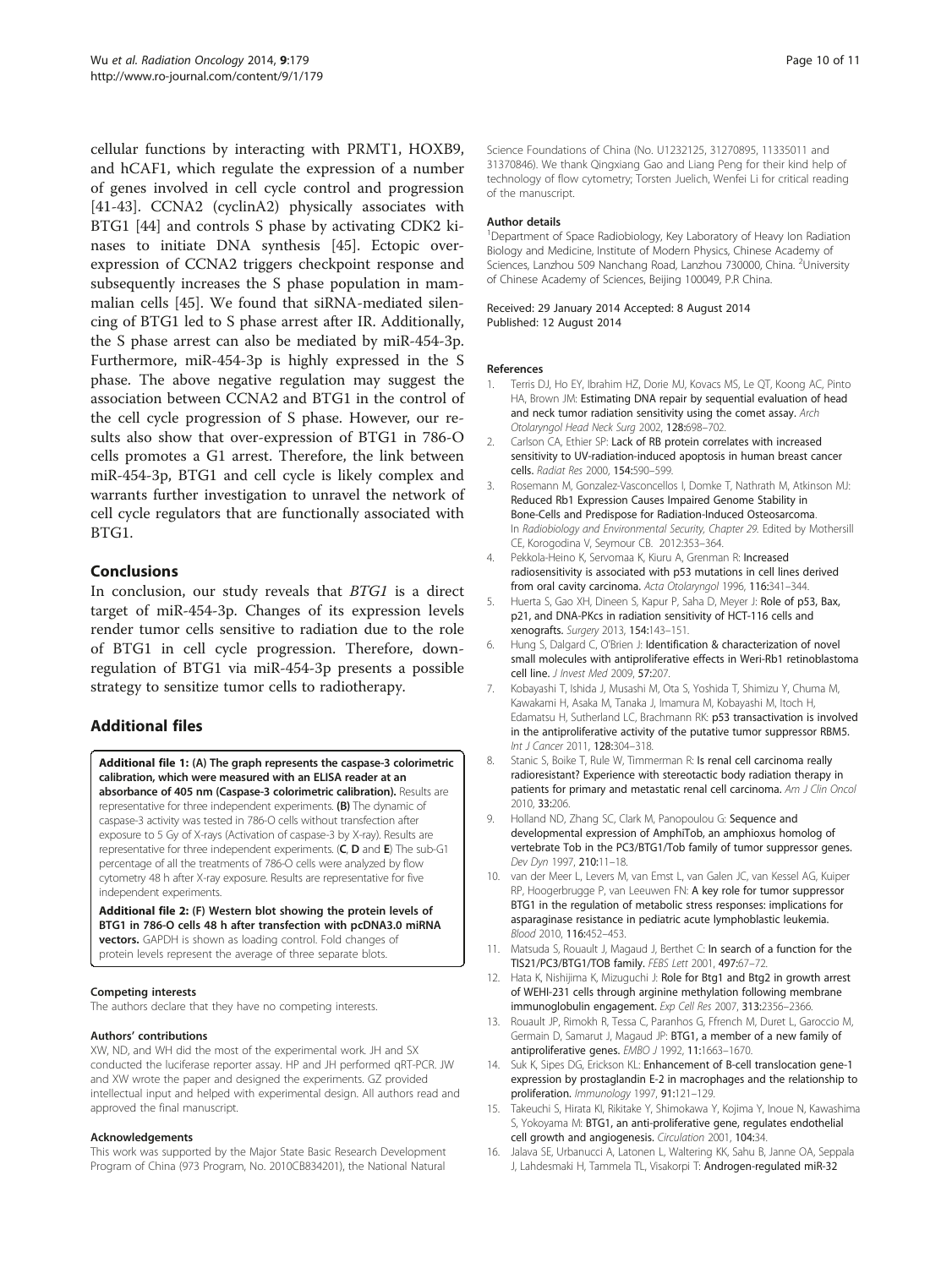cellular functions by interacting with PRMT1, HOXB9, and hCAF1, which regulate the expression of a number of genes involved in cell cycle control and progression [41-43]. CCNA2 (cyclinA2) physically associates with BTG1 [44] and controls S phase by activating CDK2 kinases to initiate DNA synthesis [45]. Ectopic over-expression of CCNA2 triggers checkpoint response and subsequently increases the S phase population in mammalian cells [45]. We found that siRNA-mediated silencing of BTG1 led to S phase arrest after IR. Additionally, the S phase arrest can also be mediated by miR-454-3p. Furthermore, miR-454-3p is highly expressed in the S phase. The above negative regulation may suggest the association between CCNA2 and BTG1 in the control of the cell cycle progression of S phase. However, our results also show that over-expression of BTG1 in 786-O cells promotes a G1 arrest. Therefore, the link between miR-454-3p, BTG1 and cell cycle is likely complex and warrants further investigation to unravel the network of cell cycle regulators that are functionally associated with BTG1.

## Conclusions

In conclusion, our study reveals that *BTG1* is a direct target of miR-454-3p. Changes of its expression levels render tumor cells sensitive to radiation due to the role of BTG1 in cell cycle progression. Therefore, down-regulation of BTG1 via miR-454-3p presents a possible strategy to sensitize tumor cells to radiotherapy.

## Additional files

**Additional file 1: (A) The graph represents the caspase-3 colorimetric calibration, which were measured with an ELISA reader at an absorbance of 405 nm (Caspase-3 colorimetric calibration).** Results are representative for three independent experiments. **(B)** The dynamic of caspase-3 activity was tested in 786-O cells without transfection after exposure to 5 Gy of X-rays (Activation of caspase-3 by X-ray). Results are representative for three independent experiments. (**C**, **D** and **E**) The sub-G1 percentage of all the treatments of 786-O cells were analyzed by flow cytometry 48 h after X-ray exposure. Results are representative for five independent experiments.

**Additional file 2: (F) Western blot showing the protein levels of BTG1 in 786-O cells 48 h after transfection with pcDNA3.0 miRNA vectors.** GAPDH is shown as loading control. Fold changes of protein levels represent the average of three separate blots.

#### Competing interests

The authors declare that they have no competing interests.

#### Authors' contributions

XW, ND, and WH did the most of the experimental work. JH and SX conducted the luciferase reporter assay. HP and JH performed qRT-PCR. JW and XW wrote the paper and designed the experiments. GZ provided intellectual input and helped with experimental design. All authors read and approved the final manuscript.

#### Acknowledgements

This work was supported by the Major State Basic Research Development Program of China (973 Program, No. 2010CB834201), the National Natural Science Foundations of China (No. U1232125, 31270895, 11335011 and 31370846). We thank Qingxiang Gao and Liang Peng for their kind help of technology of flow cytometry; Torsten Juelich, Wenfei Li for critical reading of the manuscript.

#### Author details

[1]Department of Space Radiobiology, Key Laboratory of Heavy Ion Radiation Biology and Medicine, Institute of Modern Physics, Chinese Academy of Sciences, Lanzhou 509 Nanchang Road, Lanzhou 730000, China. [2]University of Chinese Academy of Sciences, Beijing 100049, P.R China.

Received: 29 January 2014 Accepted: 8 August 2014
Published: 12 August 2014

#### References

1. Terris DJ, Ho EY, Ibrahim HZ, Dorie MJ, Kovacs MS, Le QT, Koong AC, Pinto HA, Brown JM: **Estimating DNA repair by sequential evaluation of head and neck tumor radiation sensitivity using the comet assay.** *Arch Otolaryngol Head Neck Surg* 2002, **128:**698–702.
2. Carlson CA, Ethier SP: **Lack of RB protein correlates with increased sensitivity to UV-radiation-induced apoptosis in human breast cancer cells.** *Radiat Res* 2000, **154:**590–599.
3. Rosemann M, Gonzalez-Vasconcellos I, Domke T, Nathrath M, Atkinson MJ: **Reduced Rb1 Expression Causes Impaired Genome Stability in Bone-Cells and Predispose for Radiation-Induced Osteosarcoma.** In *Radiobiology and Environmental Security, Chapter 29.* Edited by Mothersill CE, Korogodina V, Seymour CB. 2012:353–364.
4. Pekkola-Heino K, Servomaa K, Kiuru A, Grenman R: **Increased radiosensitivity is associated with p53 mutations in cell lines derived from oral cavity carcinoma.** *Acta Otolaryngol* 1996, **116:**341–344.
5. Huerta S, Gao XH, Dineen S, Kapur P, Saha D, Meyer J: **Role of p53, Bax, p21, and DNA-PKcs in radiation sensitivity of HCT-116 cells and xenografts.** *Surgery* 2013, **154:**143–151.
6. Hung S, Dalgard C, O'Brien J: **Identification & characterization of novel small molecules with antiproliferative effects in Weri-Rb1 retinoblastoma cell line.** *J Invest Med* 2009, **57:**207.
7. Kobayashi T, Ishida J, Musashi M, Ota S, Yoshida T, Shimizu Y, Chuma M, Kawakami H, Asaka M, Tanaka J, Imamura M, Kobayashi M, Itoch H, Edamatsu H, Sutherland LC, Brachmann RK: **p53 transactivation is involved in the antiproliferative activity of the putative tumor suppressor RBM5.** *Int J Cancer* 2011, **128:**304–318.
8. Stanic S, Boike T, Rule W, Timmerman R: **Is renal cell carcinoma really radioresistant? Experience with stereotactic body radiation therapy in patients for primary and metastatic renal cell carcinoma.** *Am J Clin Oncol* 2010, **33:**206.
9. Holland ND, Zhang SC, Clark M, Panopoulou G: **Sequence and developmental expression of AmphiTob, an amphioxus homolog of vertebrate Tob in the PC3/BTG1/Tob family of tumor suppressor genes.** *Dev Dyn* 1997, **210:**11–18.
10. van der Meer L, Levers M, van Emst L, van Galen JC, van Kessel AG, Kuiper RP, Hoogerbrugge P, van Leeuwen FN: **A key role for tumor suppressor BTG1 in the regulation of metabolic stress responses: implications for asparaginase resistance in pediatric acute lymphoblastic leukemia.** *Blood* 2010, **116:**452–453.
11. Matsuda S, Rouault J, Magaud J, Berthet C: **In search of a function for the TIS21/PC3/BTG1/TOB family.** *FEBS Lett* 2001, **497:**67–72.
12. Hata K, Nishijima K, Mizuguchi J: **Role for Btg1 and Btg2 in growth arrest of WEHI-231 cells through arginine methylation following membrane immunoglobulin engagement.** *Exp Cell Res* 2007, **313:**2356–2366.
13. Rouault JP, Rimokh R, Tessa C, Paranhos G, Ffrench M, Duret L, Garoccio M, Germain D, Samarut J, Magaud JP: **BTG1, a member of a new family of antiproliferative genes.** *EMBO J* 1992, **11:**1663–1670.
14. Suk K, Sipes DG, Erickson KL: **Enhancement of B-cell translocation gene-1 expression by prostaglandin E-2 in macrophages and the relationship to proliferation.** *Immunology* 1997, **91:**121–129.
15. Takeuchi S, Hirata KI, Rikitake Y, Shimokawa Y, Kojima Y, Inoue N, Kawashima S, Yokoyama M: **BTG1, an anti-proliferative gene, regulates endothelial cell growth and angiogenesis.** *Circulation* 2001, **104:**34.
16. Jalava SE, Urbanucci A, Latonen L, Waltering KK, Sahu B, Janne OA, Seppala J, Lahdesmaki H, Tammela TL, Visakorpi T: **Androgen-regulated miR-32**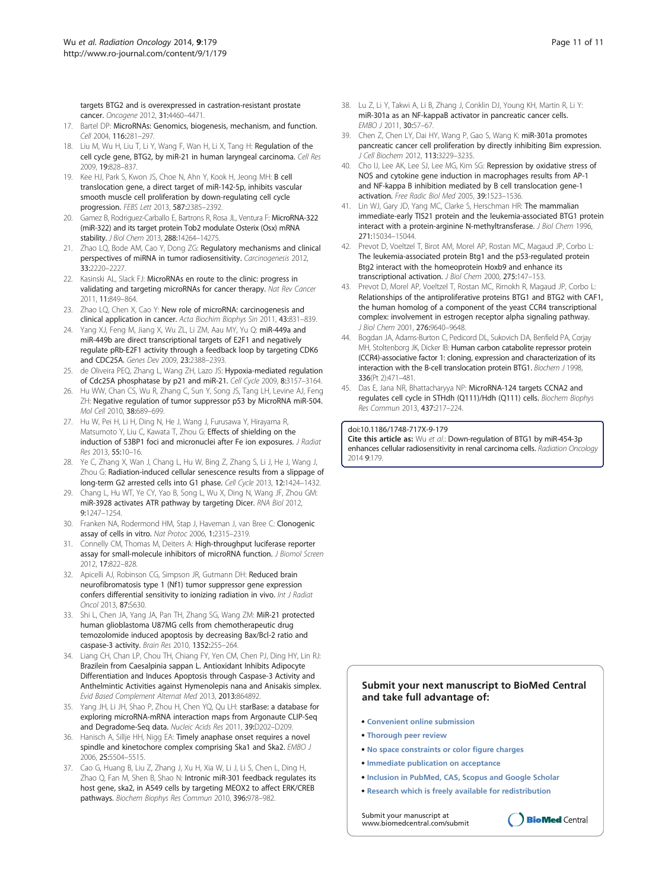targets BTG2 and is overexpressed in castration-resistant prostate cancer. *Oncogene* 2012, 31:4460–4471.

17. Bartel DP: **MicroRNAs: Genomics, biogenesis, mechanism, and function.** *Cell* 2004, 116:281–297.
18. Liu M, Wu H, Liu T, Li Y, Wang F, Wan H, Li X, Tang H: **Regulation of the cell cycle gene, BTG2, by miR-21 in human laryngeal carcinoma.** *Cell Res* 2009, 19:828–837.
19. Kee HJ, Park S, Kwon JS, Choe N, Ahn Y, Kook H, Jeong MH: **B cell translocation gene, a direct target of miR-142-5p, inhibits vascular smooth muscle cell proliferation by down-regulating cell cycle progression.** *FEBS Lett* 2013, 587:2385–2392.
20. Gamez B, Rodriguez-Carballo E, Bartrons R, Rosa JL, Ventura F: **MicroRNA-322 (miR-322) and its target protein Tob2 modulate Osterix (Osx) mRNA stability.** *J Biol Chem* 2013, 288:14264–14275.
21. Zhao LQ, Bode AM, Cao Y, Dong ZG: **Regulatory mechanisms and clinical perspectives of miRNA in tumor radiosensitivity.** *Carcinogenesis* 2012, 33:2220–2227.
22. Kasinski AL, Slack FJ: **MicroRNAs en route to the clinic: progress in validating and targeting microRNAs for cancer therapy.** *Nat Rev Cancer* 2011, 11:849–864.
23. Zhao LQ, Chen X, Cao Y: **New role of microRNA: carcinogenesis and clinical application in cancer.** *Acta Biochim Biophys Sin* 2011, 43:831–839.
24. Yang XJ, Feng M, Jiang X, Wu ZL, Li ZM, Aau MY, Yu Q: **miR-449a and miR-449b are direct transcriptional targets of E2F1 and negatively regulate pRb-E2F1 activity through a feedback loop by targeting CDK6 and CDC25A.** *Genes Dev* 2009, 23:2388–2393.
25. de Oliveira PEQ, Zhang L, Wang ZH, Lazo JS: **Hypoxia-mediated regulation of Cdc25A phosphatase by p21 and miR-21.** *Cell Cycle* 2009, 8:3157–3164.
26. Hu WW, Chan CS, Wu R, Zhang C, Sun Y, Song JS, Tang LH, Levine AJ, Feng ZH: **Negative regulation of tumor suppressor p53 by MicroRNA miR-504.** *Mol Cell* 2010, 38:689–699.
27. Hu W, Pei H, Li H, Ding N, He J, Wang J, Furusawa Y, Hirayama R, Matsumoto Y, Liu C, Kawata T, Zhou G: **Effects of shielding on the induction of 53BP1 foci and micronuclei after Fe ion exposures.** *J Radiat Res* 2013, 55:10–16.
28. Ye C, Zhang X, Wan J, Chang L, Hu W, Bing Z, Zhang S, Li J, He J, Wang J, Zhou G: **Radiation-induced cellular senescence results from a slippage of long-term G2 arrested cells into G1 phase.** *Cell Cycle* 2013, 12:1424–1432.
29. Chang L, Hu WT, Ye CY, Yao B, Song L, Wu X, Ding N, Wang JF, Zhou GM: **miR-3928 activates ATR pathway by targeting Dicer.** *RNA Biol* 2012, 9:1247–1254.
30. Franken NA, Rodermond HM, Stap J, Haveman J, van Bree C: **Clonogenic assay of cells in vitro.** *Nat Protoc* 2006, 1:2315–2319.
31. Connelly CM, Thomas M, Deiters A: **High-throughput luciferase reporter assay for small-molecule inhibitors of microRNA function.** *J Biomol Screen* 2012, 17:822–828.
32. Apicelli AJ, Robinson CG, Simpson JR, Gutmann DH: **Reduced brain neurofibromatosis type 1 (Nf1) tumor suppressor gene expression confers differential sensitivity to ionizing radiation in vivo.** *Int J Radiat Oncol* 2013, 87:S630.
33. Shi L, Chen JA, Yang JA, Pan TH, Zhang SG, Wang ZM: **MiR-21 protected human glioblastoma U87MG cells from chemotherapeutic drug temozolomide induced apoptosis by decreasing Bax/Bcl-2 ratio and caspase-3 activity.** *Brain Res* 2010, 1352:255–264.
34. Liang CH, Chan LP, Chou TH, Chiang FY, Yen CM, Chen PJ, Ding HY, Lin RJ: **Brazilein from Caesalpinia sappan L. Antioxidant Inhibits Adipocyte Differentiation and Induces Apoptosis through Caspase-3 Activity and Anthelmintic Activities against Hymenolepis nana and Anisakis simplex.** *Evid Based Complement Alternat Med* 2013, 2013:864892.
35. Yang JH, Li JH, Shao P, Zhou H, Chen YQ, Qu LH: **starBase: a database for exploring microRNA-mRNA interaction maps from Argonaute CLIP-Seq and Degradome-Seq data.** *Nucleic Acids Res* 2011, 39:D202–D209.
36. Hanisch A, Sillje HH, Nigg EA: **Timely anaphase onset requires a novel spindle and kinetochore complex comprising Ska1 and Ska2.** *EMBO J* 2006, 25:5504–5515.
37. Cao G, Huang B, Liu Z, Zhang J, Xu H, Xia W, Li J, Li S, Chen L, Ding H, Zhao Q, Fan M, Shen B, Shao N: **Intronic miR-301 feedback regulates its host gene, ska2, in A549 cells by targeting MEOX2 to affect ERK/CREB pathways.** *Biochem Biophys Res Commun* 2010, 396:978–982.
38. Lu Z, Li Y, Takwi A, Li B, Zhang J, Conklin DJ, Young KH, Martin R, Li Y: **miR-301a as an NF-kappaB activator in pancreatic cancer cells.** *EMBO J* 2011, 30:57–67.
39. Chen Z, Chen LY, Dai HY, Wang P, Gao S, Wang K: **miR-301a promotes pancreatic cancer cell proliferation by directly inhibiting Bim expression.** *J Cell Biochem* 2012, 113:3229–3235.
40. Cho IJ, Lee AK, Lee SJ, Lee MG, Kim SG: **Repression by oxidative stress of iNOS and cytokine gene induction in macrophages results from AP-1 and NF-kappa B inhibition mediated by B cell translocation gene-1 activation.** *Free Radic Biol Med* 2005, 39:1523–1536.
41. Lin WJ, Gary JD, Yang MC, Clarke S, Herschman HR: **The mammalian immediate-early TIS21 protein and the leukemia-associated BTG1 protein interact with a protein-arginine N-methyltransferase.** *J Biol Chem* 1996, 271:15034–15044.
42. Prevot D, Voeltzel T, Birot AM, Morel AP, Rostan MC, Magaud JP, Corbo L: **The leukemia-associated protein Btg1 and the p53-regulated protein Btg2 interact with the homeoprotein Hoxb9 and enhance its transcriptional activation.** *J Biol Chem* 2000, 275:147–153.
43. Prevot D, Morel AP, Voeltzel T, Rostan MC, Rimokh R, Magaud JP, Corbo L: **Relationships of the antiproliferative proteins BTG1 and BTG2 with CAF1, the human homolog of a component of the yeast CCR4 transcriptional complex: involvement in estrogen receptor alpha signaling pathway.** *J Biol Chem* 2001, 276:9640–9648.
44. Bogdan JA, Adams-Burton C, Pedicord DL, Sukovich DA, Benfield PA, Corjay MH, Stoltenborg JK, Dicker IB: **Human carbon catabolite repressor protein (CCR4)-associative factor 1: cloning, expression and characterization of its interaction with the B-cell translocation protein BTG1.** *Biochem J* 1998, 336(Pt 2):471–481.
45. Das E, Jana NR, Bhattacharyya NP: **MicroRNA-124 targets CCNA2 and regulates cell cycle in STHdh (Q111)/Hdh (Q111) cells.** *Biochem Biophys Res Commun* 2013, 437:217–224.

doi:10.1186/1748-717X-9-179

**Cite this article as:** Wu *et al.*: Down-regulation of BTG1 by miR-454-3p enhances cellular radiosensitivity in renal carcinoma cells. *Radiation Oncology* 2014 9:179.

**Submit your next manuscript to BioMed Central and take full advantage of:**

- **Convenient online submission**
- **Thorough peer review**
- **No space constraints or color figure charges**
- **Immediate publication on acceptance**
- **Inclusion in PubMed, CAS, Scopus and Google Scholar**
- **Research which is freely available for redistribution**

Submit your manuscript at www.biomedcentral.com/submit